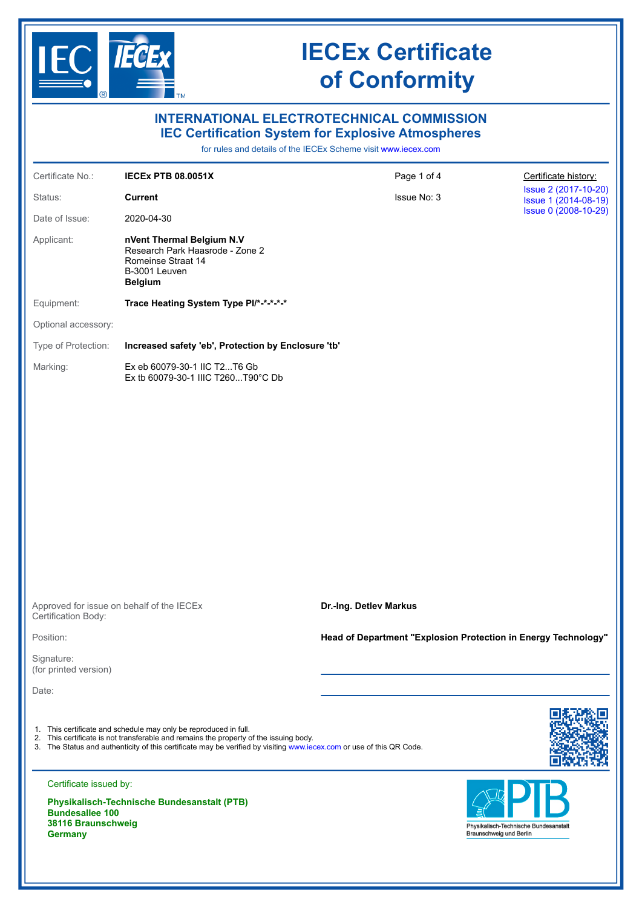# IECEx Certificate of Conformity

## INTERNATIONAL ELECTROTECHNICAL COMMISSION
## IEC Certification System for Explosive Atmospheres

for rules and details of the IECEx Scheme visit www.iecex.com

| | | | |
|---|---|---|---|
| Certificate No.: | **IECEx PTB 08.0051X** | Issue No: 3 | Certificate history: |
| Status: | **Current** | | Issue 2 (2017-10-20) |
| Date of Issue: | 2020-04-30 | | Issue 1 (2014-08-19) |
| | | | Issue 0 (2008-10-29) |

Applicant: **nVent Thermal Belgium N.V**
Research Park Haasrode - Zone 2
Romeinse Straat 14
B-3001 Leuven
**Belgium**

Equipment: **Trace Heating System Type PI/*-*-*-*-***

Optional accessory:

Type of Protection: **Increased safety 'eb', Protection by Enclosure 'tb'**

Marking:
Ex eb 60079-30-1 IIC T2...T6 Gb
Ex tb 60079-30-1 IIIC T260...T90°C Db

Approved for issue on behalf of the IECEx Certification Body: **Dr.-Ing. Detlev Markus**

Position: **Head of Department "Explosion Protection in Energy Technology"**

Signature:
(for printed version)

Date:

1. This certificate and schedule may only be reproduced in full.
2. This certificate is not transferable and remains the property of the issuing body.
3. The Status and authenticity of this certificate may be verified by visiting www.iecex.com or use of this QR Code.

Certificate issued by:

**Physikalisch-Technische Bundesanstalt (PTB)**
**Bundesallee 100**
**38116 Braunschweig**
**Germany**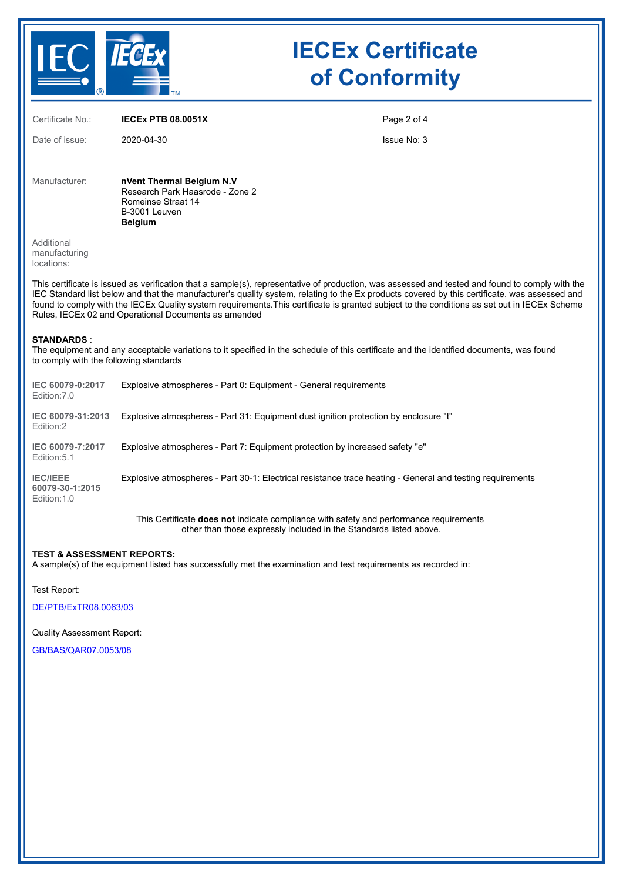# IECEx Certificate of Conformity

| | | | |
|---|---|---|---|
| Certificate No.: | **IECEx PTB 08.0051X** | | |
| Date of issue: | 2020-04-30 | | Issue No: 3 |

Manufacturer: **nVent Thermal Belgium N.V**
Research Park Haasrode - Zone 2
Romeinse Straat 14
B-3001 Leuven
**Belgium**

Additional manufacturing locations:

This certificate is issued as verification that a sample(s), representative of production, was assessed and tested and found to comply with the IEC Standard list below and that the manufacturer's quality system, relating to the Ex products covered by this certificate, was assessed and found to comply with the IECEx Quality system requirements.This certificate is granted subject to the conditions as set out in IECEx Scheme Rules, IECEx 02 and Operational Documents as amended

**STANDARDS** :
The equipment and any acceptable variations to it specified in the schedule of this certificate and the identified documents, was found to comply with the following standards

| | |
|---|---|
| **IEC 60079-0:2017** Edition:7.0 | Explosive atmospheres - Part 0: Equipment - General requirements |
| **IEC 60079-31:2013** Edition:2 | Explosive atmospheres - Part 31: Equipment dust ignition protection by enclosure "t" |
| **IEC 60079-7:2017** Edition:5.1 | Explosive atmospheres - Part 7: Equipment protection by increased safety "e" |
| **IEC/IEEE 60079-30-1:2015** Edition:1.0 | Explosive atmospheres - Part 30-1: Electrical resistance trace heating - General and testing requirements |

This Certificate **does not** indicate compliance with safety and performance requirements other than those expressly included in the Standards listed above.

**TEST & ASSESSMENT REPORTS:**
A sample(s) of the equipment listed has successfully met the examination and test requirements as recorded in:

Test Report:

DE/PTB/ExTR08.0063/03

Quality Assessment Report:

GB/BAS/QAR07.0053/08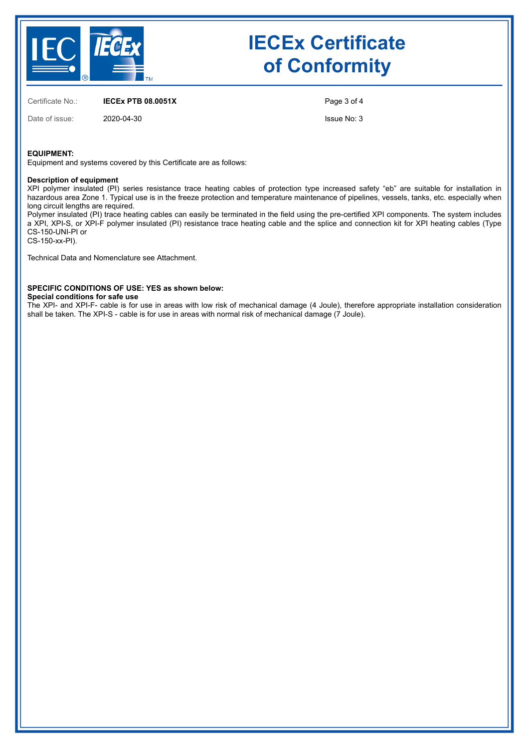# IECEx Certificate of Conformity

Certificate No.: **IECEx PTB 08.0051X**

Date of issue: 2020-04-30

Issue No: 3

**EQUIPMENT:**
Equipment and systems covered by this Certificate are as follows:

**Description of equipment**
XPI polymer insulated (PI) series resistance trace heating cables of protection type increased safety "eb" are suitable for installation in hazardous area Zone 1. Typical use is in the freeze protection and temperature maintenance of pipelines, vessels, tanks, etc. especially when long circuit lengths are required.
Polymer insulated (PI) trace heating cables can easily be terminated in the field using the pre-certified XPI components. The system includes a XPI, XPI-S, or XPI-F polymer insulated (PI) resistance trace heating cable and the splice and connection kit for XPI heating cables (Type CS-150-UNI-PI or
CS-150-xx-PI).

Technical Data and Nomenclature see Attachment.

**SPECIFIC CONDITIONS OF USE: YES as shown below:**
**Special conditions for safe use**
The XPI- and XPI-F- cable is for use in areas with low risk of mechanical damage (4 Joule), therefore appropriate installation consideration shall be taken. The XPI-S - cable is for use in areas with normal risk of mechanical damage (7 Joule).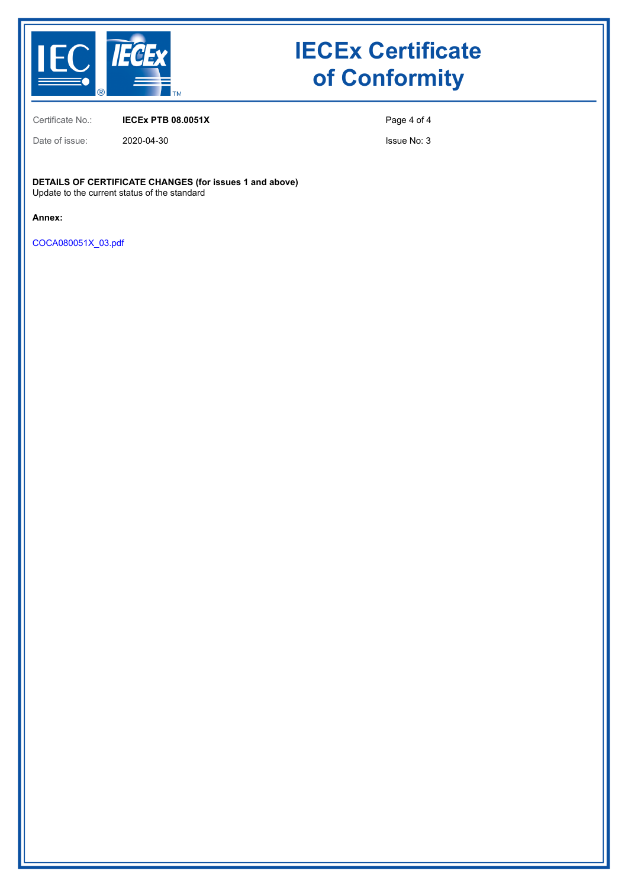# IECEx Certificate of Conformity

Certificate No.: **IECEx PTB 08.0051X**

Date of issue: 2020-04-30

Issue No: 3

**DETAILS OF CERTIFICATE CHANGES (for issues 1 and above)**
Update to the current status of the standard

**Annex:**

COCA080051X_03.pdf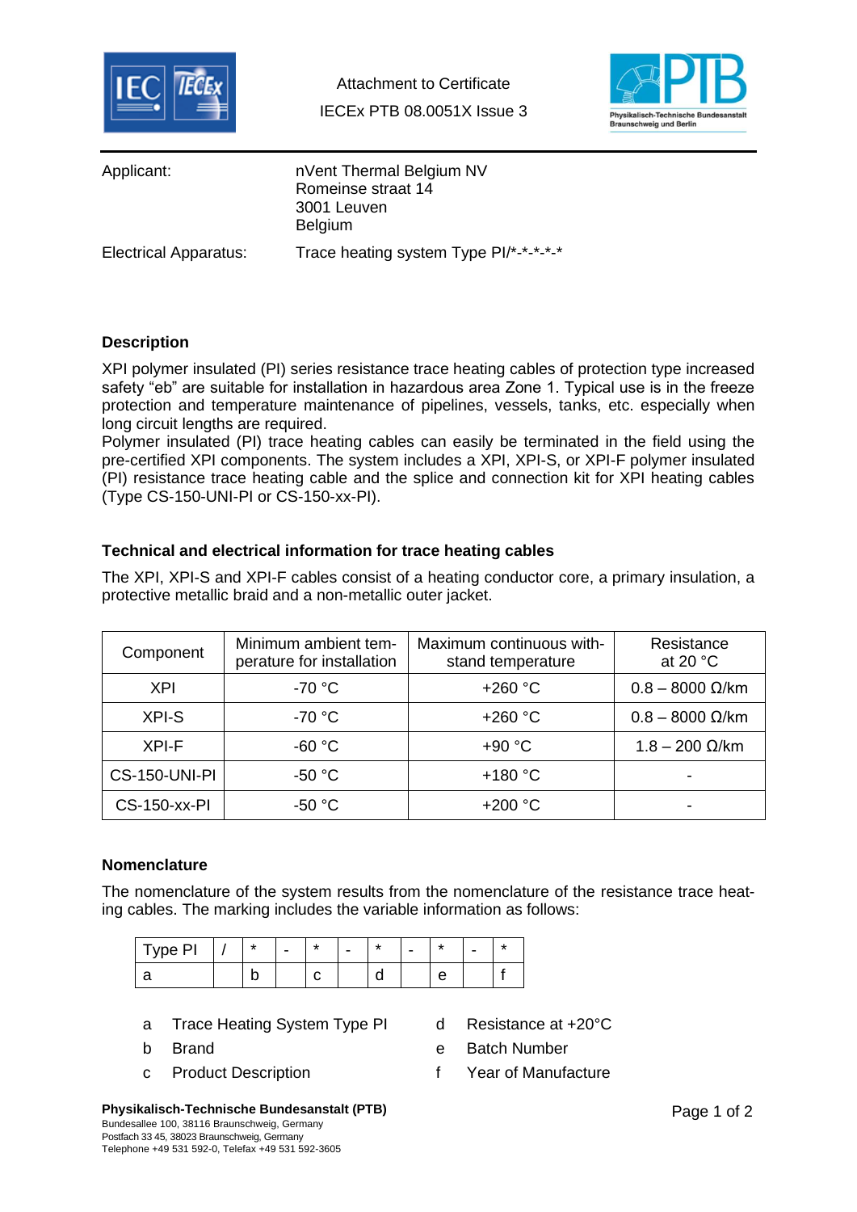Attachment to Certificate

IECEx PTB 08.0051X Issue 3

| Applicant: | nVent Thermal Belgium NV<br>Romeinse straat 14<br>3001 Leuven<br>Belgium |
|---|---|
| Electrical Apparatus: | Trace heating system Type PI/*-*-*-*-* |

### Description

XPI polymer insulated (PI) series resistance trace heating cables of protection type increased safety "eb" are suitable for installation in hazardous area Zone 1. Typical use is in the freeze protection and temperature maintenance of pipelines, vessels, tanks, etc. especially when long circuit lengths are required.
Polymer insulated (PI) trace heating cables can easily be terminated in the field using the pre-certified XPI components. The system includes a XPI, XPI-S, or XPI-F polymer insulated (PI) resistance trace heating cable and the splice and connection kit for XPI heating cables (Type CS-150-UNI-PI or CS-150-xx-PI).

### Technical and electrical information for trace heating cables

The XPI, XPI-S and XPI-F cables consist of a heating conductor core, a primary insulation, a protective metallic braid and a non-metallic outer jacket.

| Component | Minimum ambient temperature for installation | Maximum continuous withstand temperature | Resistance at 20 °C |
|---|---|---|---|
| XPI | -70 °C | +260 °C | 0.8 – 8000 Ω/km |
| XPI-S | -70 °C | +260 °C | 0.8 – 8000 Ω/km |
| XPI-F | -60 °C | +90 °C | 1.8 – 200 Ω/km |
| CS-150-UNI-PI | -50 °C | +180 °C | - |
| CS-150-xx-PI | -50 °C | +200 °C | - |

### Nomenclature

The nomenclature of the system results from the nomenclature of the resistance trace heating cables. The marking includes the variable information as follows:

| Type PI | / | * | - | * | - | * | - | * | - | * |
|---|---|---|---|---|---|---|---|---|---|---|
| a | | b | | c | | d | | e | | f |

- a Trace Heating System Type PI
- b Brand
- c Product Description
- d Resistance at +20°C
- e Batch Number
- f Year of Manufacture

**Physikalisch-Technische Bundesanstalt (PTB)**
Bundesallee 100, 38116 Braunschweig, Germany
Postfach 33 45, 38023 Braunschweig, Germany
Telephone +49 531 592-0, Telefax +49 531 592-3605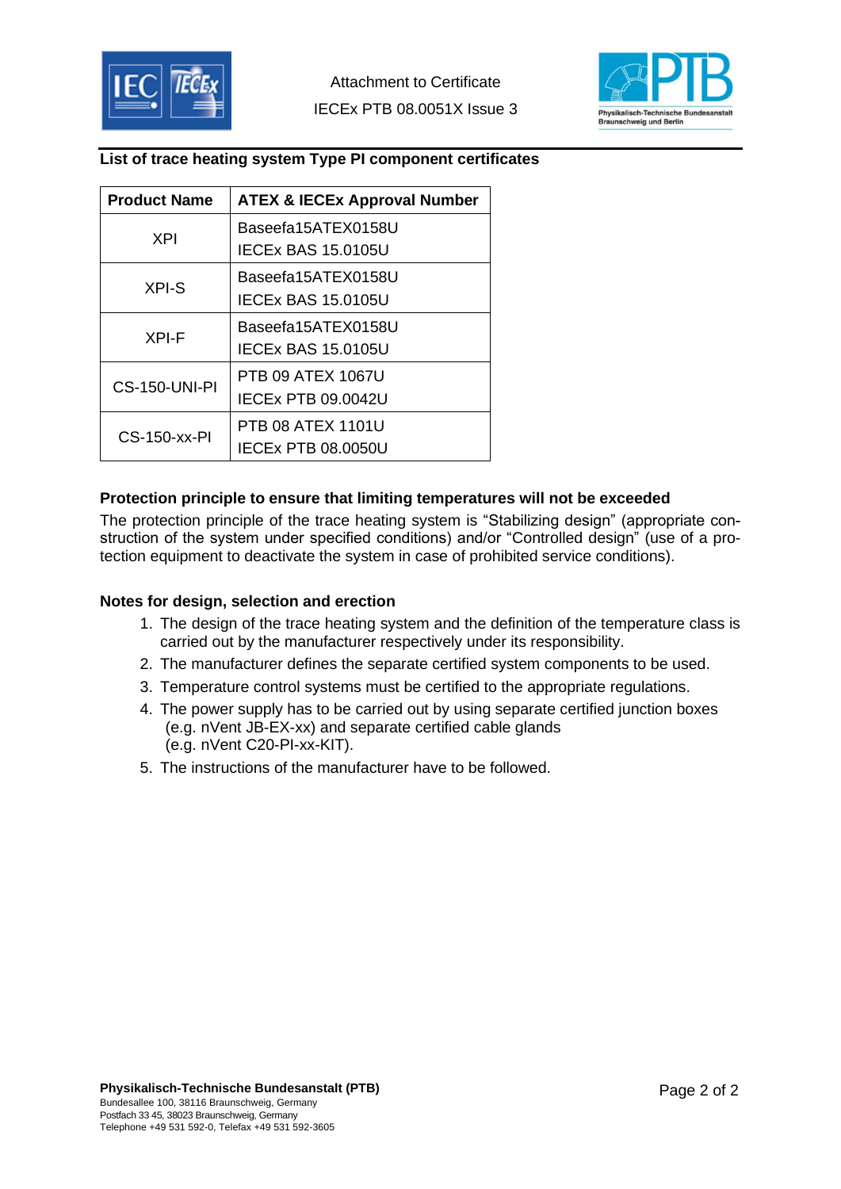Attachment to Certificate
IECEx PTB 08.0051X Issue 3

## List of trace heating system Type PI component certificates

| Product Name | ATEX & IECEx Approval Number |
|---|---|
| XPI | Baseefa15ATEX0158U<br>IECEx BAS 15.0105U |
| XPI-S | Baseefa15ATEX0158U<br>IECEx BAS 15.0105U |
| XPI-F | Baseefa15ATEX0158U<br>IECEx BAS 15.0105U |
| CS-150-UNI-PI | PTB 09 ATEX 1067U<br>IECEx PTB 09.0042U |
| CS-150-xx-PI | PTB 08 ATEX 1101U<br>IECEx PTB 08.0050U |

## Protection principle to ensure that limiting temperatures will not be exceeded

The protection principle of the trace heating system is “Stabilizing design” (appropriate construction of the system under specified conditions) and/or “Controlled design” (use of a protection equipment to deactivate the system in case of prohibited service conditions).

## Notes for design, selection and erection

1. The design of the trace heating system and the definition of the temperature class is carried out by the manufacturer respectively under its responsibility.
2. The manufacturer defines the separate certified system components to be used.
3. Temperature control systems must be certified to the appropriate regulations.
4. The power supply has to be carried out by using separate certified junction boxes (e.g. nVent JB-EX-xx) and separate certified cable glands (e.g. nVent C20-PI-xx-KIT).
5. The instructions of the manufacturer have to be followed.

**Physikalisch-Technische Bundesanstalt (PTB)**
Bundesallee 100, 38116 Braunschweig, Germany
Postfach 33 45, 38023 Braunschweig, Germany
Telephone +49 531 592-0, Telefax +49 531 592-3605